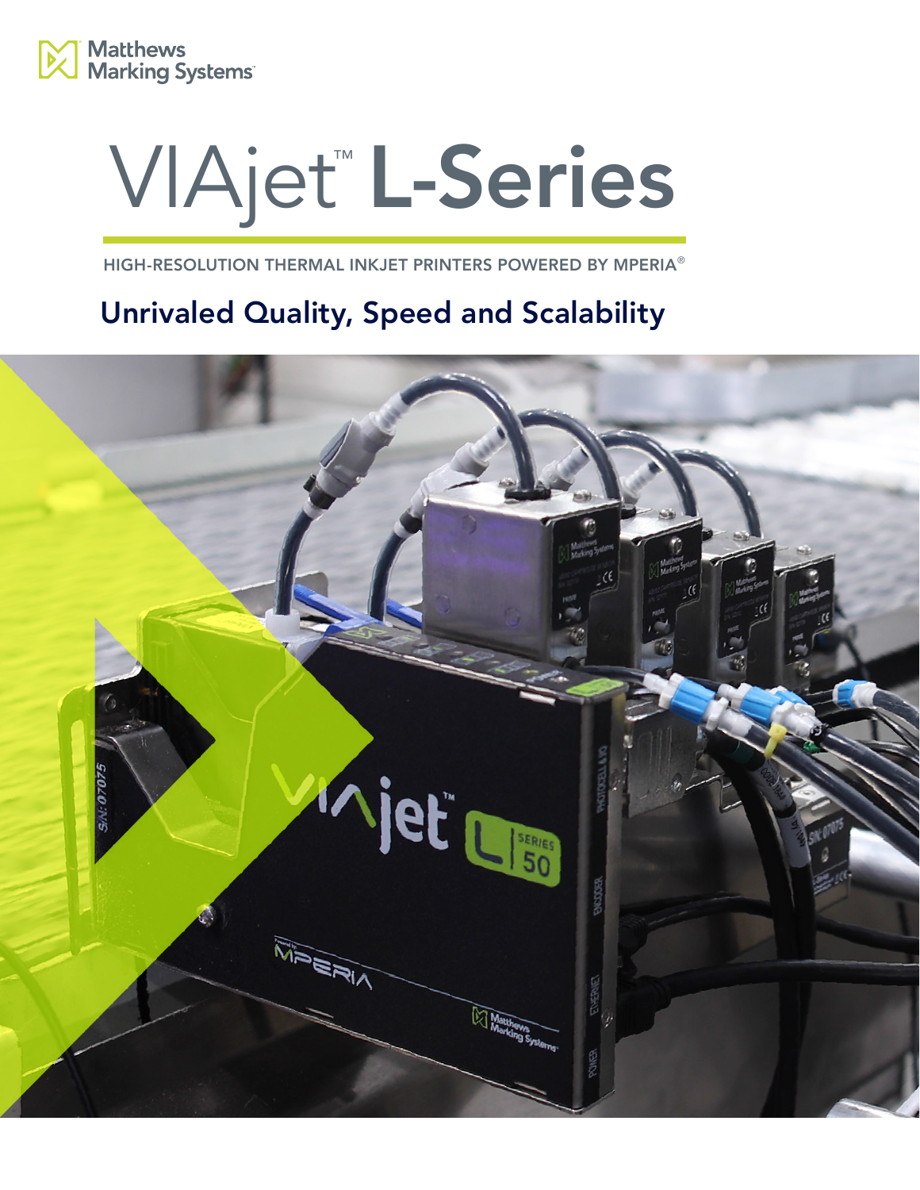Matthews Marking Systems

# VIAjet™ L-Series

HIGH-RESOLUTION THERMAL INKJET PRINTERS POWERED BY MPERIA®

## Unrivaled Quality, Speed and Scalability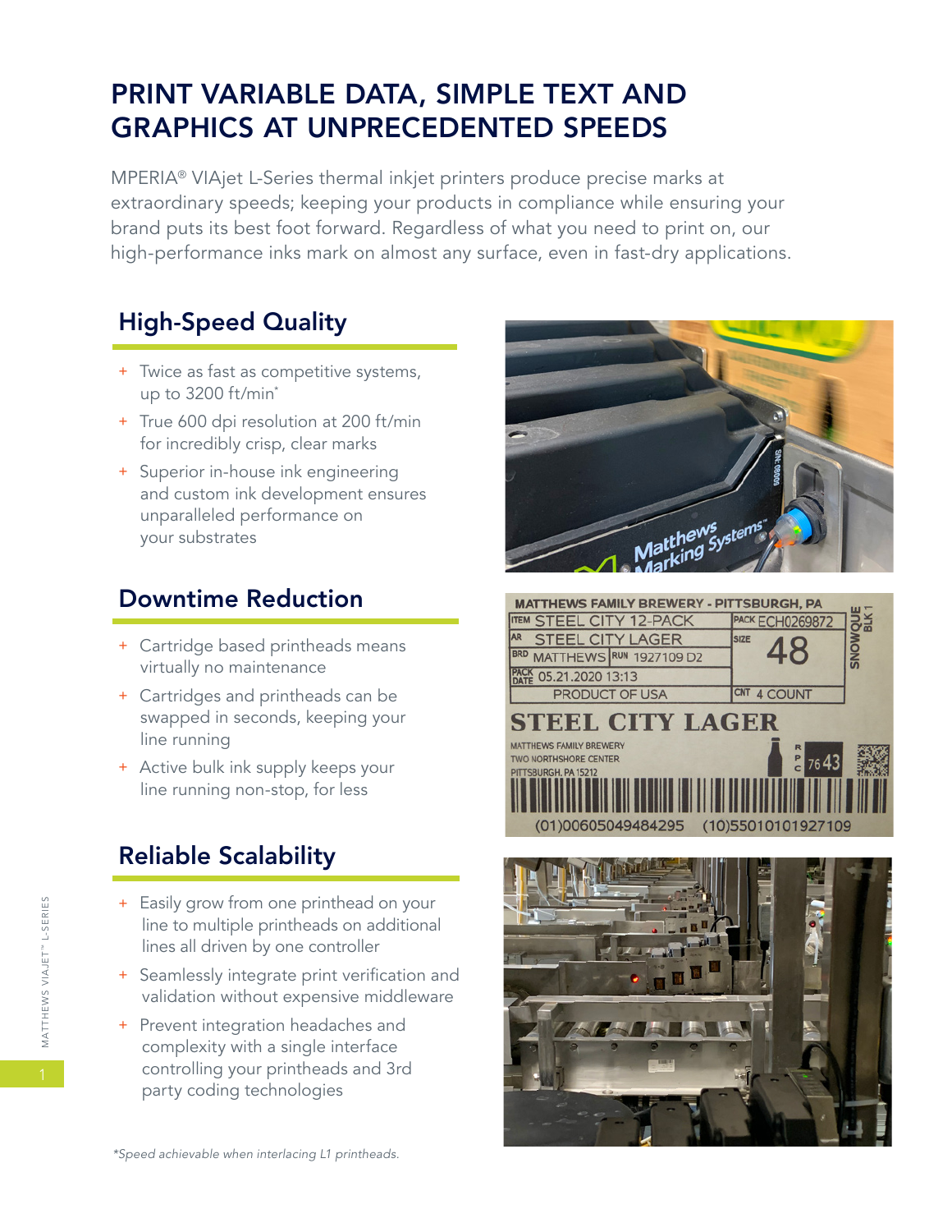# PRINT VARIABLE DATA, SIMPLE TEXT AND GRAPHICS AT UNPRECEDENTED SPEEDS

MPERIA® VIAjet L-Series thermal inkjet printers produce precise marks at extraordinary speeds; keeping your products in compliance while ensuring your brand puts its best foot forward. Regardless of what you need to print on, our high-performance inks mark on almost any surface, even in fast-dry applications.

## High-Speed Quality

- Twice as fast as competitive systems, up to 3200 ft/min*
- True 600 dpi resolution at 200 ft/min for incredibly crisp, clear marks
- Superior in-house ink engineering and custom ink development ensures unparalleled performance on your substrates

## Downtime Reduction

- Cartridge based printheads means virtually no maintenance
- Cartridges and printheads can be swapped in seconds, keeping your line running
- Active bulk ink supply keeps your line running non-stop, for less

## Reliable Scalability

- Easily grow from one printhead on your line to multiple printheads on additional lines all driven by one controller
- Seamlessly integrate print verification and validation without expensive middleware
- Prevent integration headaches and complexity with a single interface controlling your printheads and 3rd party coding technologies

*Speed achievable when interlacing L1 printheads.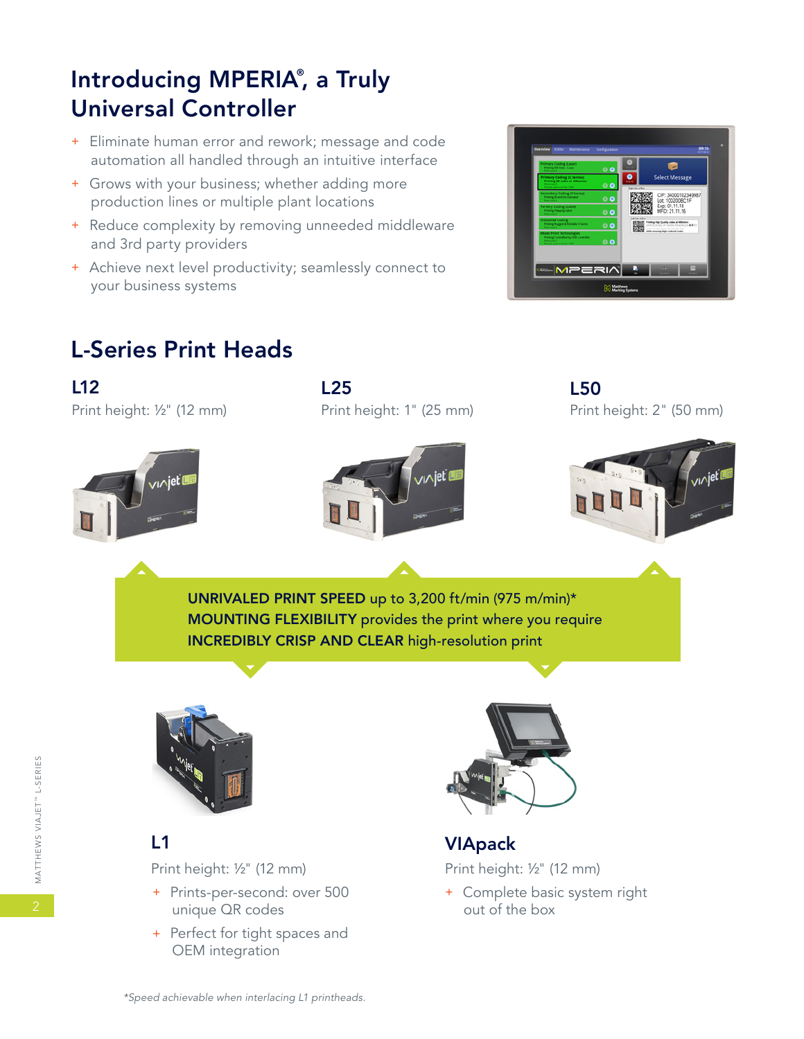# Introducing MPERIA®, a Truly Universal Controller

+ Eliminate human error and rework; message and code automation all handled through an intuitive interface
+ Grows with your business; whether adding more production lines or multiple plant locations
+ Reduce complexity by removing unneeded middleware and 3rd party providers
+ Achieve next level productivity; seamlessly connect to your business systems

## L-Series Print Heads

### L12

Print height: ½" (12 mm)

### L25

Print height: 1" (25 mm)

### L50

Print height: 2" (50 mm)

**UNRIVALED PRINT SPEED** up to 3,200 ft/min (975 m/min)*
**MOUNTING FLEXIBILITY** provides the print where you require
**INCREDIBLY CRISP AND CLEAR** high-resolution print

### L1

Print height: ½" (12 mm)

+ Prints-per-second: over 500 unique QR codes
+ Perfect for tight spaces and OEM integration

### VIApack

Print height: ½" (12 mm)

+ Complete basic system right out of the box

*Speed achievable when interlacing L1 printheads.*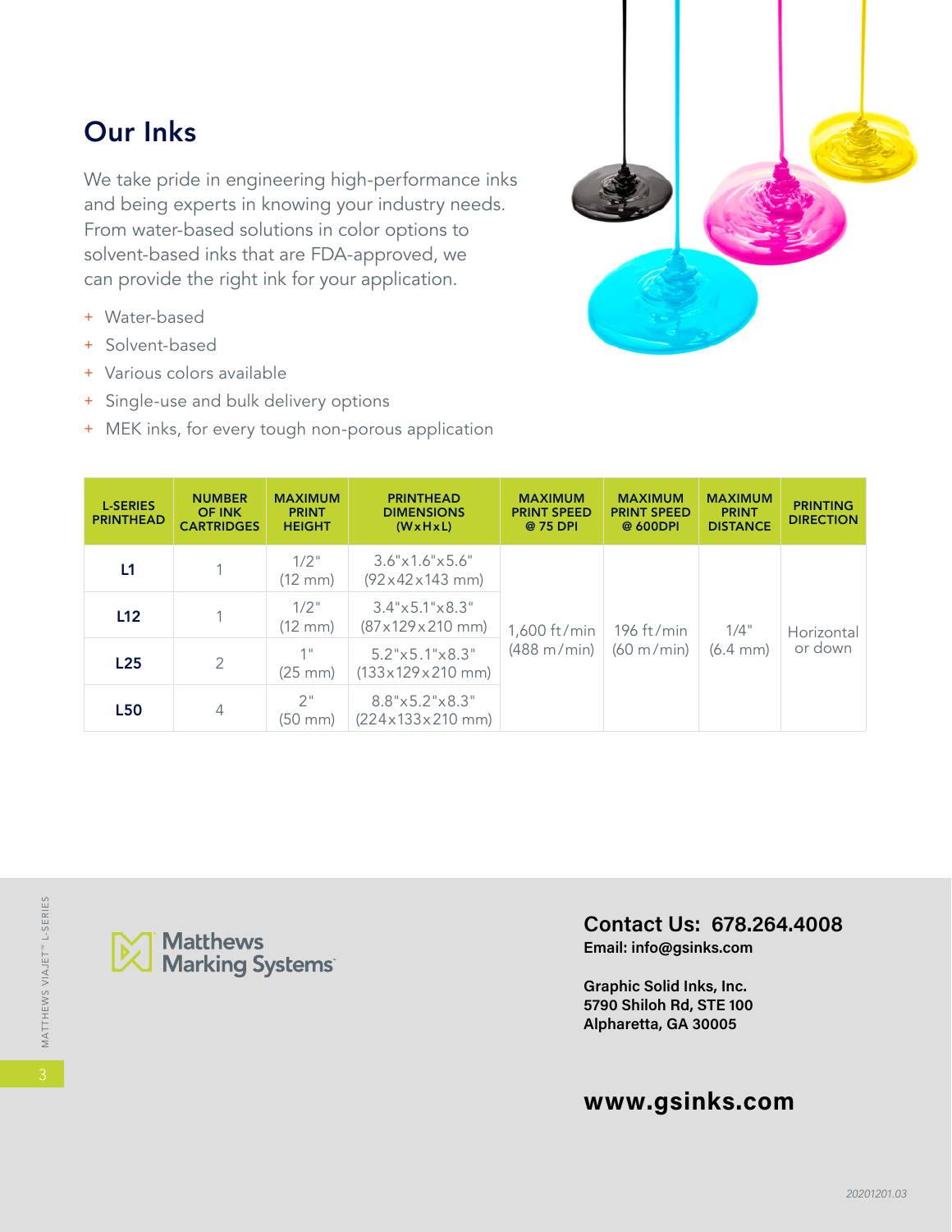## Our Inks

We take pride in engineering high-performance inks and being experts in knowing your industry needs. From water-based solutions in color options to solvent-based inks that are FDA-approved, we can provide the right ink for your application.

- Water-based
- Solvent-based
- Various colors available
- Single-use and bulk delivery options
- MEK inks, for every tough non-porous application

| L-SERIES PRINTHEAD | NUMBER OF INK CARTRIDGES | MAXIMUM PRINT HEIGHT | PRINTHEAD DIMENSIONS (WxHxL) | MAXIMUM PRINT SPEED @ 75 DPI | MAXIMUM PRINT SPEED @ 600DPI | MAXIMUM PRINT DISTANCE | PRINTING DIRECTION |
|---|---|---|---|---|---|---|---|
| **L1** | 1 | 1/2" (12 mm) | 3.6"x1.6"x5.6" (92x42x143 mm) | 1,600 ft/min (488 m/min) | 196 ft/min (60 m/min) | 1/4" (6.4 mm) | Horizontal or down |
| **L12** | 1 | 1/2" (12 mm) | 3.4"x5.1"x8.3" (87x129x210 mm) | | | | |
| **L25** | 2 | 1" (25 mm) | 5.2"x5.1"x8.3" (133x129x210 mm) | | | | |
| **L50** | 4 | 2" (50 mm) | 8.8"x5.2"x8.3" (224x133x210 mm) | | | | |

Matthews Marking Systems

**Contact Us: 678.264.4008**

**Email: info@gsinks.com**

**Graphic Solid Inks, Inc.**
**5790 Shiloh Rd, STE 100**
**Alpharetta, GA 30005**

**www.gsinks.com**

*20201201.03*